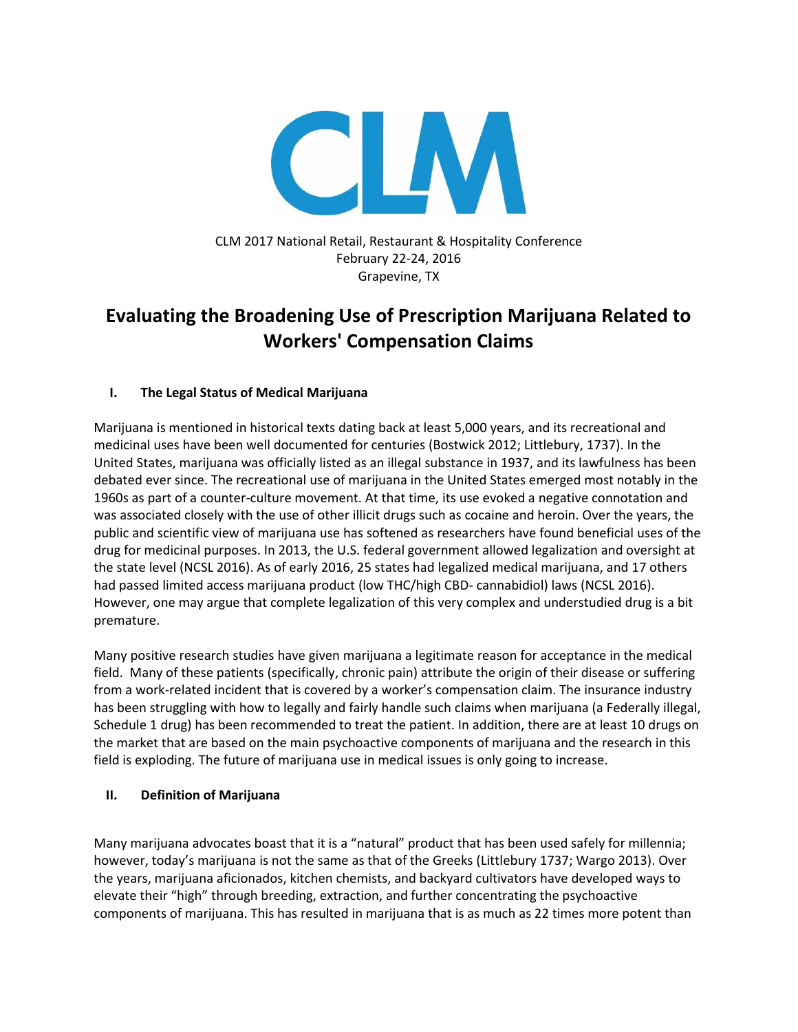CLM 2017 National Retail, Restaurant & Hospitality Conference
February 22-24, 2016
Grapevine, TX

# Evaluating the Broadening Use of Prescription Marijuana Related to Workers' Compensation Claims

## I. The Legal Status of Medical Marijuana

Marijuana is mentioned in historical texts dating back at least 5,000 years, and its recreational and medicinal uses have been well documented for centuries (Bostwick 2012; Littlebury, 1737). In the United States, marijuana was officially listed as an illegal substance in 1937, and its lawfulness has been debated ever since. The recreational use of marijuana in the United States emerged most notably in the 1960s as part of a counter-culture movement. At that time, its use evoked a negative connotation and was associated closely with the use of other illicit drugs such as cocaine and heroin. Over the years, the public and scientific view of marijuana use has softened as researchers have found beneficial uses of the drug for medicinal purposes. In 2013, the U.S. federal government allowed legalization and oversight at the state level (NCSL 2016). As of early 2016, 25 states had legalized medical marijuana, and 17 others had passed limited access marijuana product (low THC/high CBD- cannabidiol) laws (NCSL 2016). However, one may argue that complete legalization of this very complex and understudied drug is a bit premature.

Many positive research studies have given marijuana a legitimate reason for acceptance in the medical field. Many of these patients (specifically, chronic pain) attribute the origin of their disease or suffering from a work-related incident that is covered by a worker's compensation claim. The insurance industry has been struggling with how to legally and fairly handle such claims when marijuana (a Federally illegal, Schedule 1 drug) has been recommended to treat the patient. In addition, there are at least 10 drugs on the market that are based on the main psychoactive components of marijuana and the research in this field is exploding. The future of marijuana use in medical issues is only going to increase.

## II. Definition of Marijuana

Many marijuana advocates boast that it is a "natural" product that has been used safely for millennia; however, today's marijuana is not the same as that of the Greeks (Littlebury 1737; Wargo 2013). Over the years, marijuana aficionados, kitchen chemists, and backyard cultivators have developed ways to elevate their "high" through breeding, extraction, and further concentrating the psychoactive components of marijuana. This has resulted in marijuana that is as much as 22 times more potent than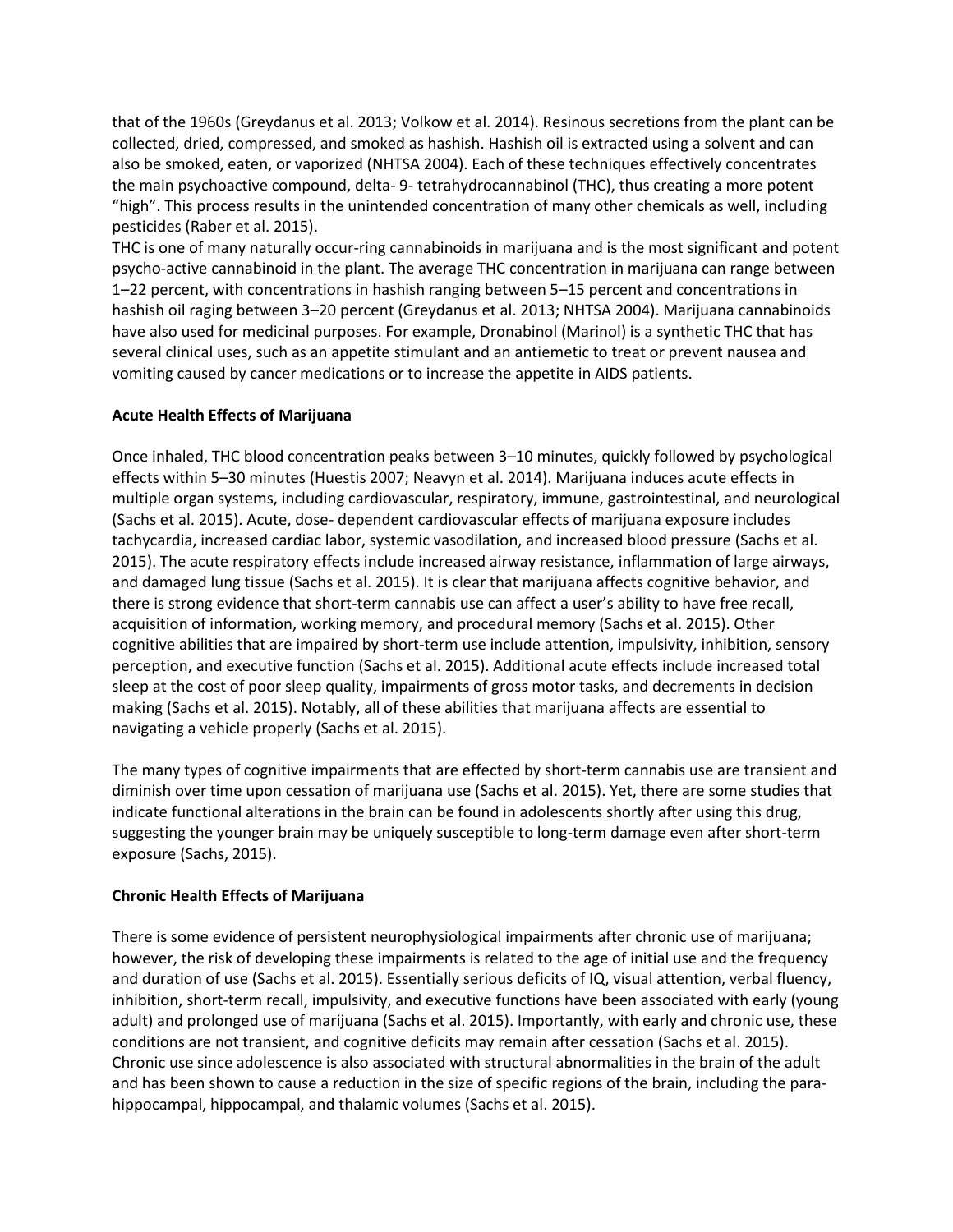that of the 1960s (Greydanus et al. 2013; Volkow et al. 2014). Resinous secretions from the plant can be collected, dried, compressed, and smoked as hashish. Hashish oil is extracted using a solvent and can also be smoked, eaten, or vaporized (NHTSA 2004). Each of these techniques effectively concentrates the main psychoactive compound, delta- 9- tetrahydrocannabinol (THC), thus creating a more potent "high". This process results in the unintended concentration of many other chemicals as well, including pesticides (Raber et al. 2015).

THC is one of many naturally occur-ring cannabinoids in marijuana and is the most significant and potent psycho-active cannabinoid in the plant. The average THC concentration in marijuana can range between 1–22 percent, with concentrations in hashish ranging between 5–15 percent and concentrations in hashish oil raging between 3–20 percent (Greydanus et al. 2013; NHTSA 2004). Marijuana cannabinoids have also used for medicinal purposes. For example, Dronabinol (Marinol) is a synthetic THC that has several clinical uses, such as an appetite stimulant and an antiemetic to treat or prevent nausea and vomiting caused by cancer medications or to increase the appetite in AIDS patients.

**Acute Health Effects of Marijuana**

Once inhaled, THC blood concentration peaks between 3–10 minutes, quickly followed by psychological effects within 5–30 minutes (Huestis 2007; Neavyn et al. 2014). Marijuana induces acute effects in multiple organ systems, including cardiovascular, respiratory, immune, gastrointestinal, and neurological (Sachs et al. 2015). Acute, dose- dependent cardiovascular effects of marijuana exposure includes tachycardia, increased cardiac labor, systemic vasodilation, and increased blood pressure (Sachs et al. 2015). The acute respiratory effects include increased airway resistance, inflammation of large airways, and damaged lung tissue (Sachs et al. 2015). It is clear that marijuana affects cognitive behavior, and there is strong evidence that short-term cannabis use can affect a user's ability to have free recall, acquisition of information, working memory, and procedural memory (Sachs et al. 2015). Other cognitive abilities that are impaired by short-term use include attention, impulsivity, inhibition, sensory perception, and executive function (Sachs et al. 2015). Additional acute effects include increased total sleep at the cost of poor sleep quality, impairments of gross motor tasks, and decrements in decision making (Sachs et al. 2015). Notably, all of these abilities that marijuana affects are essential to navigating a vehicle properly (Sachs et al. 2015).

The many types of cognitive impairments that are effected by short-term cannabis use are transient and diminish over time upon cessation of marijuana use (Sachs et al. 2015). Yet, there are some studies that indicate functional alterations in the brain can be found in adolescents shortly after using this drug, suggesting the younger brain may be uniquely susceptible to long-term damage even after short-term exposure (Sachs, 2015).

**Chronic Health Effects of Marijuana**

There is some evidence of persistent neurophysiological impairments after chronic use of marijuana; however, the risk of developing these impairments is related to the age of initial use and the frequency and duration of use (Sachs et al. 2015). Essentially serious deficits of IQ, visual attention, verbal fluency, inhibition, short-term recall, impulsivity, and executive functions have been associated with early (young adult) and prolonged use of marijuana (Sachs et al. 2015). Importantly, with early and chronic use, these conditions are not transient, and cognitive deficits may remain after cessation (Sachs et al. 2015). Chronic use since adolescence is also associated with structural abnormalities in the brain of the adult and has been shown to cause a reduction in the size of specific regions of the brain, including the para-hippocampal, hippocampal, and thalamic volumes (Sachs et al. 2015).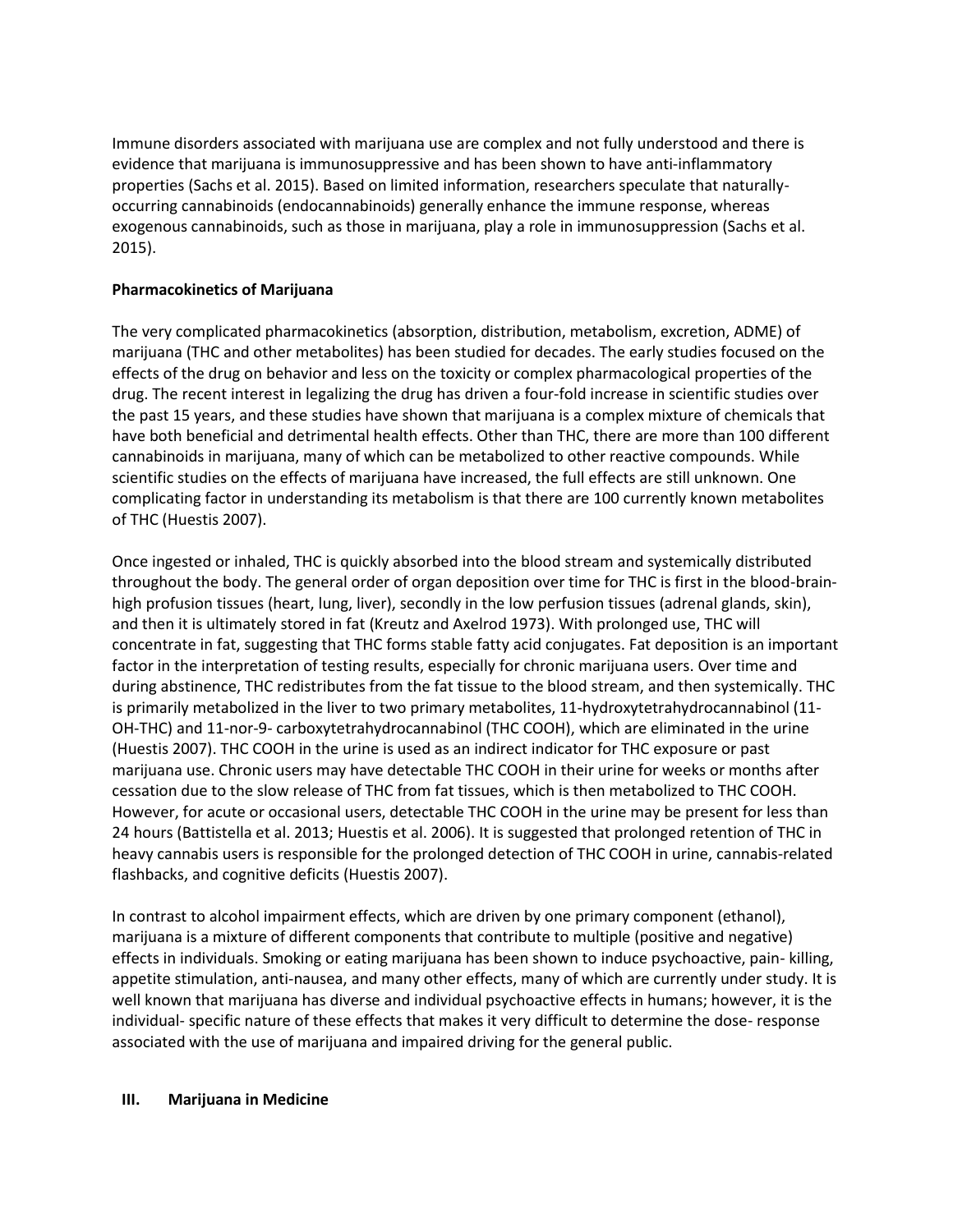Immune disorders associated with marijuana use are complex and not fully understood and there is evidence that marijuana is immunosuppressive and has been shown to have anti-inflammatory properties (Sachs et al. 2015). Based on limited information, researchers speculate that naturally-occurring cannabinoids (endocannabinoids) generally enhance the immune response, whereas exogenous cannabinoids, such as those in marijuana, play a role in immunosuppression (Sachs et al. 2015).

**Pharmacokinetics of Marijuana**

The very complicated pharmacokinetics (absorption, distribution, metabolism, excretion, ADME) of marijuana (THC and other metabolites) has been studied for decades. The early studies focused on the effects of the drug on behavior and less on the toxicity or complex pharmacological properties of the drug. The recent interest in legalizing the drug has driven a four-fold increase in scientific studies over the past 15 years, and these studies have shown that marijuana is a complex mixture of chemicals that have both beneficial and detrimental health effects. Other than THC, there are more than 100 different cannabinoids in marijuana, many of which can be metabolized to other reactive compounds. While scientific studies on the effects of marijuana have increased, the full effects are still unknown. One complicating factor in understanding its metabolism is that there are 100 currently known metabolites of THC (Huestis 2007).

Once ingested or inhaled, THC is quickly absorbed into the blood stream and systemically distributed throughout the body. The general order of organ deposition over time for THC is first in the blood-brain-high profusion tissues (heart, lung, liver), secondly in the low perfusion tissues (adrenal glands, skin), and then it is ultimately stored in fat (Kreutz and Axelrod 1973). With prolonged use, THC will concentrate in fat, suggesting that THC forms stable fatty acid conjugates. Fat deposition is an important factor in the interpretation of testing results, especially for chronic marijuana users. Over time and during abstinence, THC redistributes from the fat tissue to the blood stream, and then systemically. THC is primarily metabolized in the liver to two primary metabolites, 11-hydroxytetrahydrocannabinol (11-OH-THC) and 11-nor-9- carboxytetrahydrocannabinol (THC COOH), which are eliminated in the urine (Huestis 2007). THC COOH in the urine is used as an indirect indicator for THC exposure or past marijuana use. Chronic users may have detectable THC COOH in their urine for weeks or months after cessation due to the slow release of THC from fat tissues, which is then metabolized to THC COOH. However, for acute or occasional users, detectable THC COOH in the urine may be present for less than 24 hours (Battistella et al. 2013; Huestis et al. 2006). It is suggested that prolonged retention of THC in heavy cannabis users is responsible for the prolonged detection of THC COOH in urine, cannabis-related flashbacks, and cognitive deficits (Huestis 2007).

In contrast to alcohol impairment effects, which are driven by one primary component (ethanol), marijuana is a mixture of different components that contribute to multiple (positive and negative) effects in individuals. Smoking or eating marijuana has been shown to induce psychoactive, pain- killing, appetite stimulation, anti-nausea, and many other effects, many of which are currently under study. It is well known that marijuana has diverse and individual psychoactive effects in humans; however, it is the individual- specific nature of these effects that makes it very difficult to determine the dose- response associated with the use of marijuana and impaired driving for the general public.

## III. Marijuana in Medicine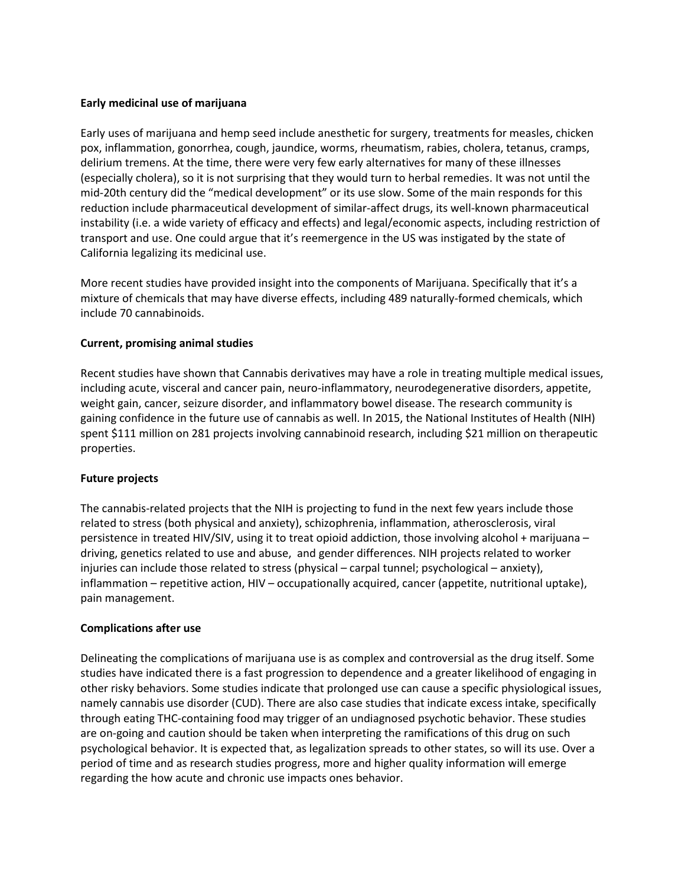**Early medicinal use of marijuana**

Early uses of marijuana and hemp seed include anesthetic for surgery, treatments for measles, chicken pox, inflammation, gonorrhea, cough, jaundice, worms, rheumatism, rabies, cholera, tetanus, cramps, delirium tremens. At the time, there were very few early alternatives for many of these illnesses (especially cholera), so it is not surprising that they would turn to herbal remedies. It was not until the mid-20th century did the "medical development" or its use slow. Some of the main responds for this reduction include pharmaceutical development of similar-affect drugs, its well-known pharmaceutical instability (i.e. a wide variety of efficacy and effects) and legal/economic aspects, including restriction of transport and use. One could argue that it's reemergence in the US was instigated by the state of California legalizing its medicinal use.

More recent studies have provided insight into the components of Marijuana. Specifically that it's a mixture of chemicals that may have diverse effects, including 489 naturally-formed chemicals, which include 70 cannabinoids.

**Current, promising animal studies**

Recent studies have shown that Cannabis derivatives may have a role in treating multiple medical issues, including acute, visceral and cancer pain, neuro-inflammatory, neurodegenerative disorders, appetite, weight gain, cancer, seizure disorder, and inflammatory bowel disease. The research community is gaining confidence in the future use of cannabis as well. In 2015, the National Institutes of Health (NIH) spent $111 million on 281 projects involving cannabinoid research, including $21 million on therapeutic properties.

**Future projects**

The cannabis-related projects that the NIH is projecting to fund in the next few years include those related to stress (both physical and anxiety), schizophrenia, inflammation, atherosclerosis, viral persistence in treated HIV/SIV, using it to treat opioid addiction, those involving alcohol + marijuana – driving, genetics related to use and abuse, and gender differences. NIH projects related to worker injuries can include those related to stress (physical – carpal tunnel; psychological – anxiety), inflammation – repetitive action, HIV – occupationally acquired, cancer (appetite, nutritional uptake), pain management.

**Complications after use**

Delineating the complications of marijuana use is as complex and controversial as the drug itself. Some studies have indicated there is a fast progression to dependence and a greater likelihood of engaging in other risky behaviors. Some studies indicate that prolonged use can cause a specific physiological issues, namely cannabis use disorder (CUD). There are also case studies that indicate excess intake, specifically through eating THC-containing food may trigger of an undiagnosed psychotic behavior. These studies are on-going and caution should be taken when interpreting the ramifications of this drug on such psychological behavior. It is expected that, as legalization spreads to other states, so will its use. Over a period of time and as research studies progress, more and higher quality information will emerge regarding the how acute and chronic use impacts ones behavior.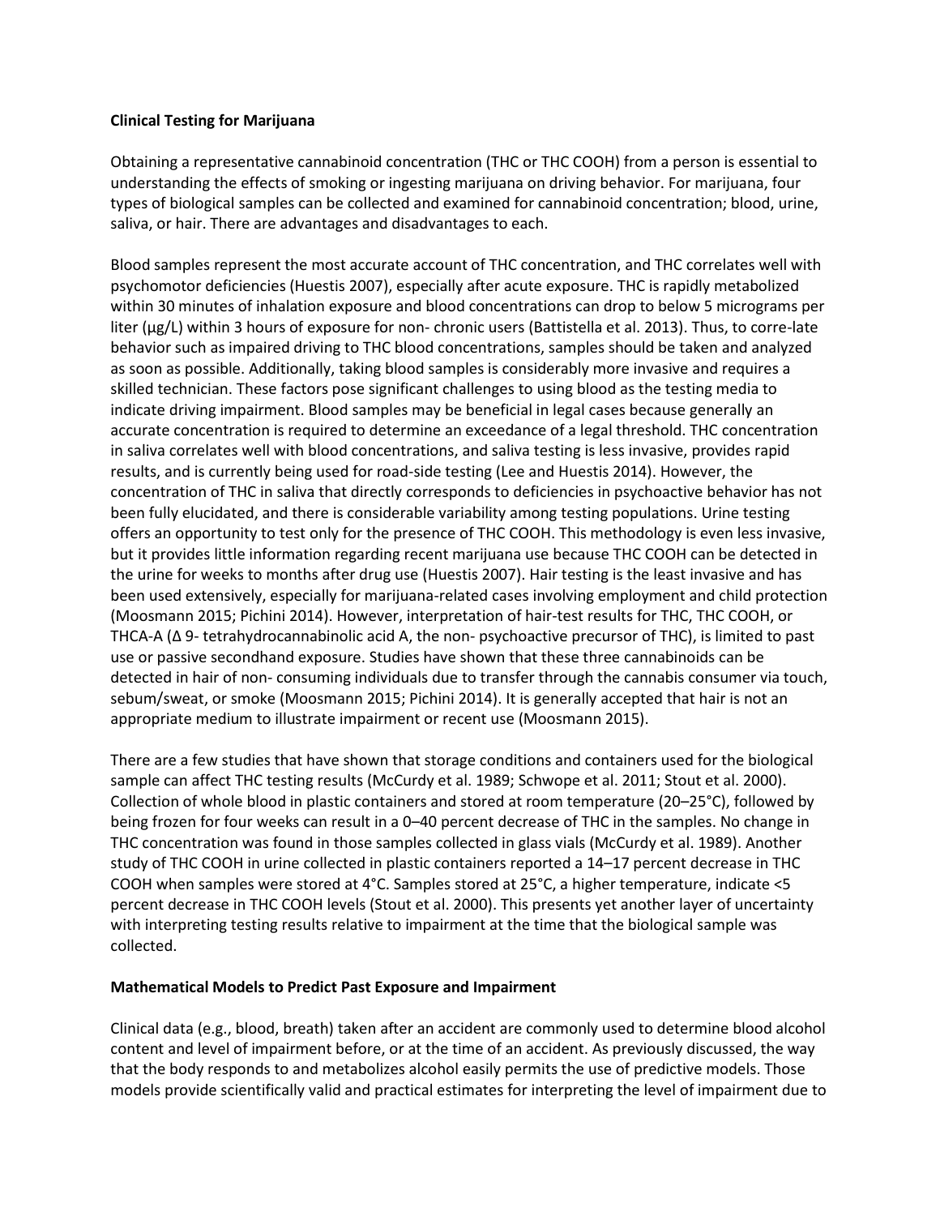**Clinical Testing for Marijuana**

Obtaining a representative cannabinoid concentration (THC or THC COOH) from a person is essential to understanding the effects of smoking or ingesting marijuana on driving behavior. For marijuana, four types of biological samples can be collected and examined for cannabinoid concentration; blood, urine, saliva, or hair. There are advantages and disadvantages to each.

Blood samples represent the most accurate account of THC concentration, and THC correlates well with psychomotor deficiencies (Huestis 2007), especially after acute exposure. THC is rapidly metabolized within 30 minutes of inhalation exposure and blood concentrations can drop to below 5 micrograms per liter (µg/L) within 3 hours of exposure for non- chronic users (Battistella et al. 2013). Thus, to corre-late behavior such as impaired driving to THC blood concentrations, samples should be taken and analyzed as soon as possible. Additionally, taking blood samples is considerably more invasive and requires a skilled technician. These factors pose significant challenges to using blood as the testing media to indicate driving impairment. Blood samples may be beneficial in legal cases because generally an accurate concentration is required to determine an exceedance of a legal threshold. THC concentration in saliva correlates well with blood concentrations, and saliva testing is less invasive, provides rapid results, and is currently being used for road-side testing (Lee and Huestis 2014). However, the concentration of THC in saliva that directly corresponds to deficiencies in psychoactive behavior has not been fully elucidated, and there is considerable variability among testing populations. Urine testing offers an opportunity to test only for the presence of THC COOH. This methodology is even less invasive, but it provides little information regarding recent marijuana use because THC COOH can be detected in the urine for weeks to months after drug use (Huestis 2007). Hair testing is the least invasive and has been used extensively, especially for marijuana-related cases involving employment and child protection (Moosmann 2015; Pichini 2014). However, interpretation of hair-test results for THC, THC COOH, or THCA-A (Δ 9- tetrahydrocannabinolic acid A, the non- psychoactive precursor of THC), is limited to past use or passive secondhand exposure. Studies have shown that these three cannabinoids can be detected in hair of non- consuming individuals due to transfer through the cannabis consumer via touch, sebum/sweat, or smoke (Moosmann 2015; Pichini 2014). It is generally accepted that hair is not an appropriate medium to illustrate impairment or recent use (Moosmann 2015).

There are a few studies that have shown that storage conditions and containers used for the biological sample can affect THC testing results (McCurdy et al. 1989; Schwope et al. 2011; Stout et al. 2000). Collection of whole blood in plastic containers and stored at room temperature (20–25°C), followed by being frozen for four weeks can result in a 0–40 percent decrease of THC in the samples. No change in THC concentration was found in those samples collected in glass vials (McCurdy et al. 1989). Another study of THC COOH in urine collected in plastic containers reported a 14–17 percent decrease in THC COOH when samples were stored at 4°C. Samples stored at 25°C, a higher temperature, indicate <5 percent decrease in THC COOH levels (Stout et al. 2000). This presents yet another layer of uncertainty with interpreting testing results relative to impairment at the time that the biological sample was collected.

**Mathematical Models to Predict Past Exposure and Impairment**

Clinical data (e.g., blood, breath) taken after an accident are commonly used to determine blood alcohol content and level of impairment before, or at the time of an accident. As previously discussed, the way that the body responds to and metabolizes alcohol easily permits the use of predictive models. Those models provide scientifically valid and practical estimates for interpreting the level of impairment due to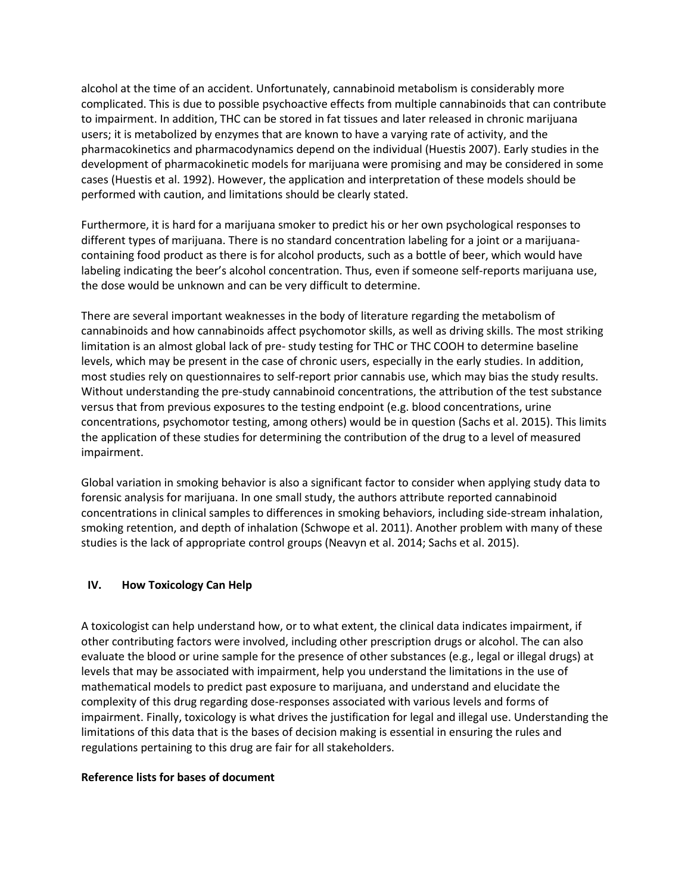alcohol at the time of an accident. Unfortunately, cannabinoid metabolism is considerably more complicated. This is due to possible psychoactive effects from multiple cannabinoids that can contribute to impairment. In addition, THC can be stored in fat tissues and later released in chronic marijuana users; it is metabolized by enzymes that are known to have a varying rate of activity, and the pharmacokinetics and pharmacodynamics depend on the individual (Huestis 2007). Early studies in the development of pharmacokinetic models for marijuana were promising and may be considered in some cases (Huestis et al. 1992). However, the application and interpretation of these models should be performed with caution, and limitations should be clearly stated.

Furthermore, it is hard for a marijuana smoker to predict his or her own psychological responses to different types of marijuana. There is no standard concentration labeling for a joint or a marijuana-containing food product as there is for alcohol products, such as a bottle of beer, which would have labeling indicating the beer's alcohol concentration. Thus, even if someone self-reports marijuana use, the dose would be unknown and can be very difficult to determine.

There are several important weaknesses in the body of literature regarding the metabolism of cannabinoids and how cannabinoids affect psychomotor skills, as well as driving skills. The most striking limitation is an almost global lack of pre- study testing for THC or THC COOH to determine baseline levels, which may be present in the case of chronic users, especially in the early studies. In addition, most studies rely on questionnaires to self-report prior cannabis use, which may bias the study results. Without understanding the pre-study cannabinoid concentrations, the attribution of the test substance versus that from previous exposures to the testing endpoint (e.g. blood concentrations, urine concentrations, psychomotor testing, among others) would be in question (Sachs et al. 2015). This limits the application of these studies for determining the contribution of the drug to a level of measured impairment.

Global variation in smoking behavior is also a significant factor to consider when applying study data to forensic analysis for marijuana. In one small study, the authors attribute reported cannabinoid concentrations in clinical samples to differences in smoking behaviors, including side-stream inhalation, smoking retention, and depth of inhalation (Schwope et al. 2011). Another problem with many of these studies is the lack of appropriate control groups (Neavyn et al. 2014; Sachs et al. 2015).

## IV. How Toxicology Can Help

A toxicologist can help understand how, or to what extent, the clinical data indicates impairment, if other contributing factors were involved, including other prescription drugs or alcohol. The can also evaluate the blood or urine sample for the presence of other substances (e.g., legal or illegal drugs) at levels that may be associated with impairment, help you understand the limitations in the use of mathematical models to predict past exposure to marijuana, and understand and elucidate the complexity of this drug regarding dose-responses associated with various levels and forms of impairment. Finally, toxicology is what drives the justification for legal and illegal use. Understanding the limitations of this data that is the bases of decision making is essential in ensuring the rules and regulations pertaining to this drug are fair for all stakeholders.

**Reference lists for bases of document**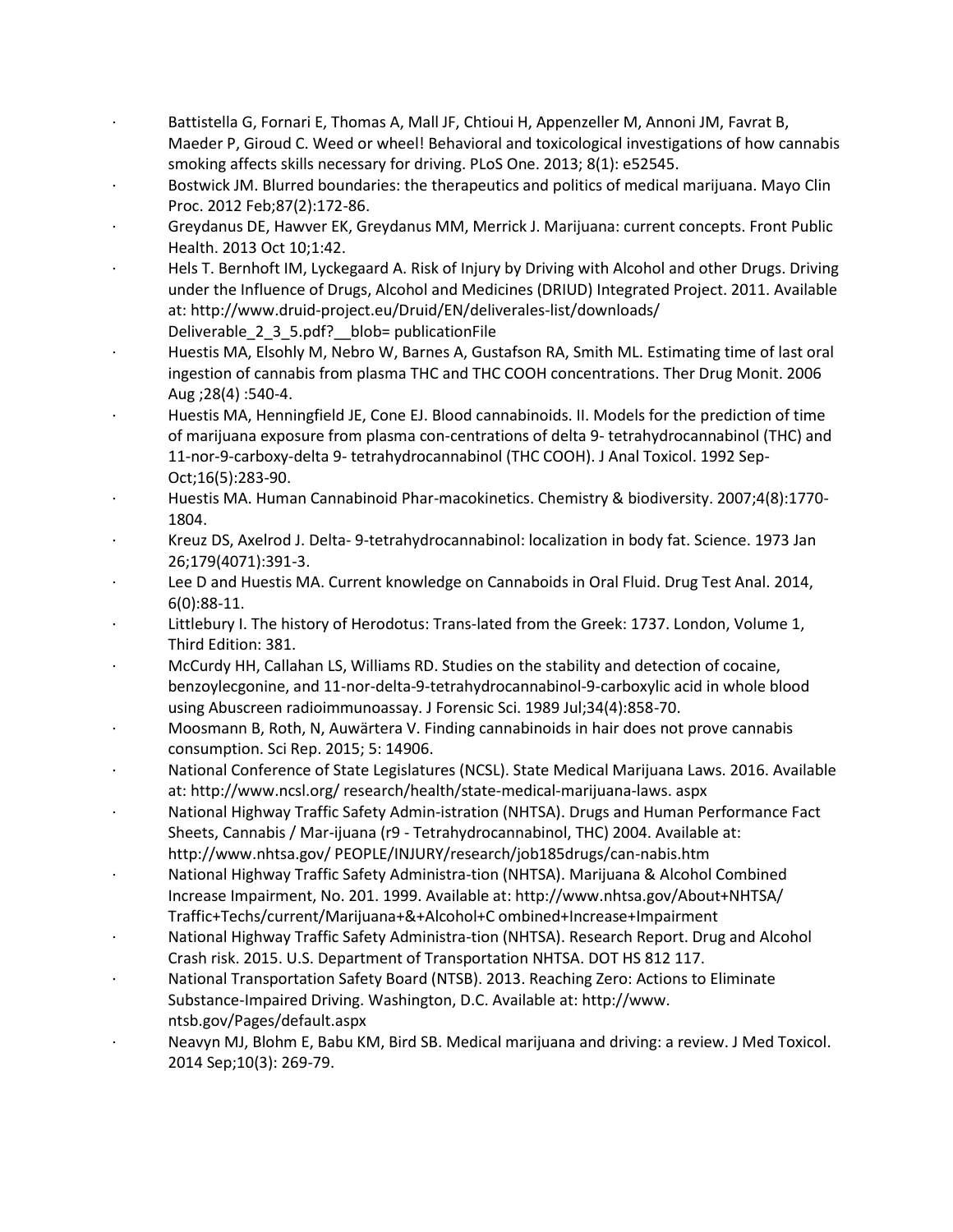- Battistella G, Fornari E, Thomas A, Mall JF, Chtioui H, Appenzeller M, Annoni JM, Favrat B, Maeder P, Giroud C. Weed or wheel! Behavioral and toxicological investigations of how cannabis smoking affects skills necessary for driving. PLoS One. 2013; 8(1): e52545.
- Bostwick JM. Blurred boundaries: the therapeutics and politics of medical marijuana. Mayo Clin Proc. 2012 Feb;87(2):172-86.
- Greydanus DE, Hawver EK, Greydanus MM, Merrick J. Marijuana: current concepts. Front Public Health. 2013 Oct 10;1:42.
- Hels T. Bernhoft IM, Lyckegaard A. Risk of Injury by Driving with Alcohol and other Drugs. Driving under the Influence of Drugs, Alcohol and Medicines (DRIUD) Integrated Project. 2011. Available at: http://www.druid-project.eu/Druid/EN/deliverales-list/downloads/ Deliverable_2_3_5.pdf?__blob= publicationFile
- Huestis MA, Elsohly M, Nebro W, Barnes A, Gustafson RA, Smith ML. Estimating time of last oral ingestion of cannabis from plasma THC and THC COOH concentrations. Ther Drug Monit. 2006 Aug ;28(4) :540-4.
- Huestis MA, Henningfield JE, Cone EJ. Blood cannabinoids. II. Models for the prediction of time of marijuana exposure from plasma con-centrations of delta 9- tetrahydrocannabinol (THC) and 11-nor-9-carboxy-delta 9- tetrahydrocannabinol (THC COOH). J Anal Toxicol. 1992 Sep-Oct;16(5):283-90.
- Huestis MA. Human Cannabinoid Phar-macokinetics. Chemistry & biodiversity. 2007;4(8):1770-1804.
- Kreuz DS, Axelrod J. Delta- 9-tetrahydrocannabinol: localization in body fat. Science. 1973 Jan 26;179(4071):391-3.
- Lee D and Huestis MA. Current knowledge on Cannaboids in Oral Fluid. Drug Test Anal. 2014, 6(0):88-11.
- Littlebury I. The history of Herodotus: Trans-lated from the Greek: 1737. London, Volume 1, Third Edition: 381.
- McCurdy HH, Callahan LS, Williams RD. Studies on the stability and detection of cocaine, benzoylecgonine, and 11-nor-delta-9-tetrahydrocannabinol-9-carboxylic acid in whole blood using Abuscreen radioimmunoassay. J Forensic Sci. 1989 Jul;34(4):858-70.
- Moosmann B, Roth, N, Auwärtera V. Finding cannabinoids in hair does not prove cannabis consumption. Sci Rep. 2015; 5: 14906.
- National Conference of State Legislatures (NCSL). State Medical Marijuana Laws. 2016. Available at: http://www.ncsl.org/ research/health/state-medical-marijuana-laws. aspx
- National Highway Traffic Safety Admin-istration (NHTSA). Drugs and Human Performance Fact Sheets, Cannabis / Mar-ijuana (r9 - Tetrahydrocannabinol, THC) 2004. Available at: http://www.nhtsa.gov/ PEOPLE/INJURY/research/job185drugs/can-nabis.htm
- National Highway Traffic Safety Administra-tion (NHTSA). Marijuana & Alcohol Combined Increase Impairment, No. 201. 1999. Available at: http://www.nhtsa.gov/About+NHTSA/ Traffic+Techs/current/Marijuana+&+Alcohol+C ombined+Increase+Impairment
- National Highway Traffic Safety Administra-tion (NHTSA). Research Report. Drug and Alcohol Crash risk. 2015. U.S. Department of Transportation NHTSA. DOT HS 812 117.
- National Transportation Safety Board (NTSB). 2013. Reaching Zero: Actions to Eliminate Substance-Impaired Driving. Washington, D.C. Available at: http://www. ntsb.gov/Pages/default.aspx
- Neavyn MJ, Blohm E, Babu KM, Bird SB. Medical marijuana and driving: a review. J Med Toxicol. 2014 Sep;10(3): 269-79.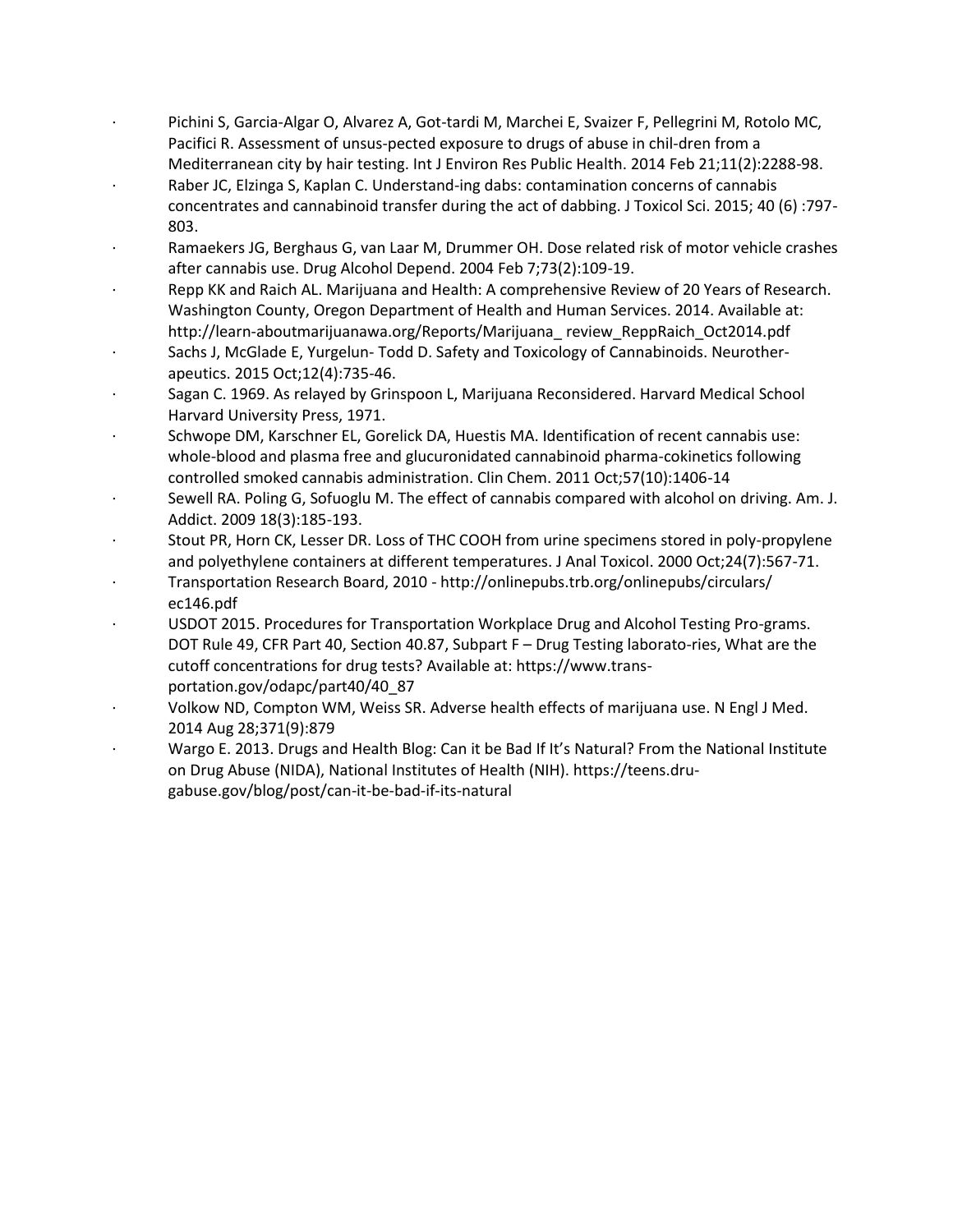- Pichini S, Garcia-Algar O, Alvarez A, Got-tardi M, Marchei E, Svaizer F, Pellegrini M, Rotolo MC, Pacifici R. Assessment of unsus-pected exposure to drugs of abuse in chil-dren from a Mediterranean city by hair testing. Int J Environ Res Public Health. 2014 Feb 21;11(2):2288-98.
- Raber JC, Elzinga S, Kaplan C. Understand-ing dabs: contamination concerns of cannabis concentrates and cannabinoid transfer during the act of dabbing. J Toxicol Sci. 2015; 40 (6) :797-803.
- Ramaekers JG, Berghaus G, van Laar M, Drummer OH. Dose related risk of motor vehicle crashes after cannabis use. Drug Alcohol Depend. 2004 Feb 7;73(2):109-19.
- Repp KK and Raich AL. Marijuana and Health: A comprehensive Review of 20 Years of Research. Washington County, Oregon Department of Health and Human Services. 2014. Available at: http://learn-aboutmarijuanawa.org/Reports/Marijuana_ review_ReppRaich_Oct2014.pdf
- Sachs J, McGlade E, Yurgelun- Todd D. Safety and Toxicology of Cannabinoids. Neurother-apeutics. 2015 Oct;12(4):735-46.
- Sagan C. 1969. As relayed by Grinspoon L, Marijuana Reconsidered. Harvard Medical School Harvard University Press, 1971.
- Schwope DM, Karschner EL, Gorelick DA, Huestis MA. Identification of recent cannabis use: whole-blood and plasma free and glucuronidated cannabinoid pharma-cokinetics following controlled smoked cannabis administration. Clin Chem. 2011 Oct;57(10):1406-14
- Sewell RA. Poling G, Sofuoglu M. The effect of cannabis compared with alcohol on driving. Am. J. Addict. 2009 18(3):185-193.
- Stout PR, Horn CK, Lesser DR. Loss of THC COOH from urine specimens stored in poly-propylene and polyethylene containers at different temperatures. J Anal Toxicol. 2000 Oct;24(7):567-71.
- Transportation Research Board, 2010 - http://onlinepubs.trb.org/onlinepubs/circulars/ec146.pdf
- USDOT 2015. Procedures for Transportation Workplace Drug and Alcohol Testing Pro-grams. DOT Rule 49, CFR Part 40, Section 40.87, Subpart F – Drug Testing laborato-ries, What are the cutoff concentrations for drug tests? Available at: https://www.trans-portation.gov/odapc/part40/40_87
- Volkow ND, Compton WM, Weiss SR. Adverse health effects of marijuana use. N Engl J Med. 2014 Aug 28;371(9):879
- Wargo E. 2013. Drugs and Health Blog: Can it be Bad If It's Natural? From the National Institute on Drug Abuse (NIDA), National Institutes of Health (NIH). https://teens.dru-gabuse.gov/blog/post/can-it-be-bad-if-its-natural